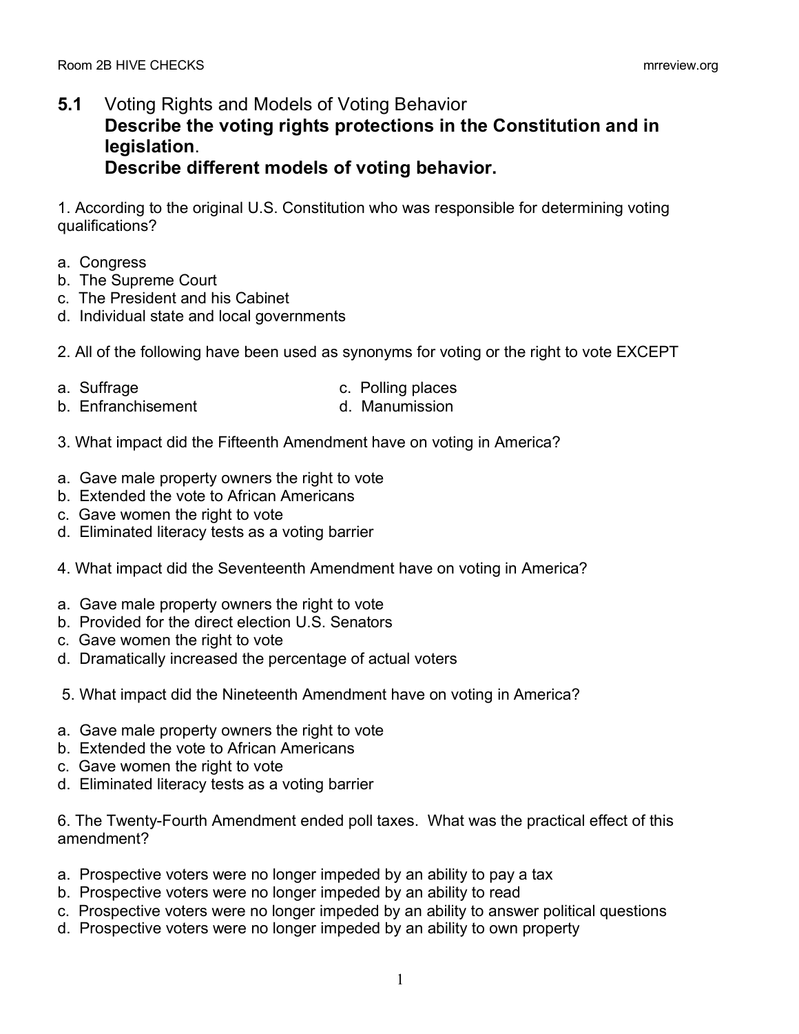## 5.1 Voting Rights and Models of Voting Behavior

**Describe the voting rights protections in the Constitution and in legislation**.

**Describe different models of voting behavior.**

1. According to the original U.S. Constitution who was responsible for determining voting qualifications?

a. Congress
b. The Supreme Court
c. The President and his Cabinet
d. Individual state and local governments

2. All of the following have been used as synonyms for voting or the right to vote EXCEPT

a. Suffrage
b. Enfranchisement
c. Polling places
d. Manumission

3. What impact did the Fifteenth Amendment have on voting in America?

a. Gave male property owners the right to vote
b. Extended the vote to African Americans
c. Gave women the right to vote
d. Eliminated literacy tests as a voting barrier

4. What impact did the Seventeenth Amendment have on voting in America?

a. Gave male property owners the right to vote
b. Provided for the direct election U.S. Senators
c. Gave women the right to vote
d. Dramatically increased the percentage of actual voters

5. What impact did the Nineteenth Amendment have on voting in America?

a. Gave male property owners the right to vote
b. Extended the vote to African Americans
c. Gave women the right to vote
d. Eliminated literacy tests as a voting barrier

6. The Twenty-Fourth Amendment ended poll taxes. What was the practical effect of this amendment?

a. Prospective voters were no longer impeded by an ability to pay a tax
b. Prospective voters were no longer impeded by an ability to read
c. Prospective voters were no longer impeded by an ability to answer political questions
d. Prospective voters were no longer impeded by an ability to own property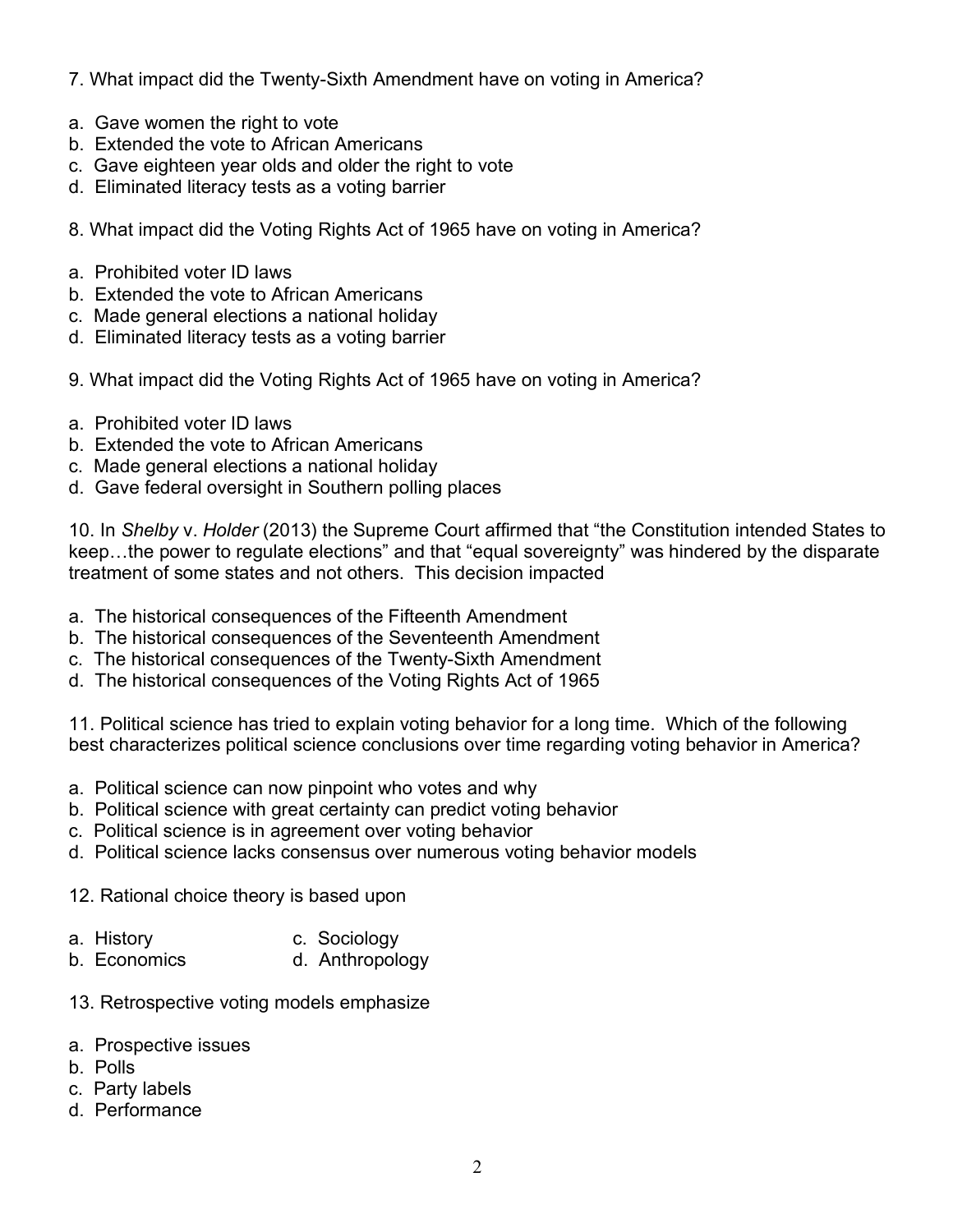7. What impact did the Twenty-Sixth Amendment have on voting in America?

a. Gave women the right to vote
b. Extended the vote to African Americans
c. Gave eighteen year olds and older the right to vote
d. Eliminated literacy tests as a voting barrier

8. What impact did the Voting Rights Act of 1965 have on voting in America?

a. Prohibited voter ID laws
b. Extended the vote to African Americans
c. Made general elections a national holiday
d. Eliminated literacy tests as a voting barrier

9. What impact did the Voting Rights Act of 1965 have on voting in America?

a. Prohibited voter ID laws
b. Extended the vote to African Americans
c. Made general elections a national holiday
d. Gave federal oversight in Southern polling places

10. In *Shelby* v. *Holder* (2013) the Supreme Court affirmed that "the Constitution intended States to keep…the power to regulate elections" and that "equal sovereignty" was hindered by the disparate treatment of some states and not others. This decision impacted

a. The historical consequences of the Fifteenth Amendment
b. The historical consequences of the Seventeenth Amendment
c. The historical consequences of the Twenty-Sixth Amendment
d. The historical consequences of the Voting Rights Act of 1965

11. Political science has tried to explain voting behavior for a long time. Which of the following best characterizes political science conclusions over time regarding voting behavior in America?

a. Political science can now pinpoint who votes and why
b. Political science with great certainty can predict voting behavior
c. Political science is in agreement over voting behavior
d. Political science lacks consensus over numerous voting behavior models

12. Rational choice theory is based upon

a. History
b. Economics
c. Sociology
d. Anthropology

13. Retrospective voting models emphasize

a. Prospective issues
b. Polls
c. Party labels
d. Performance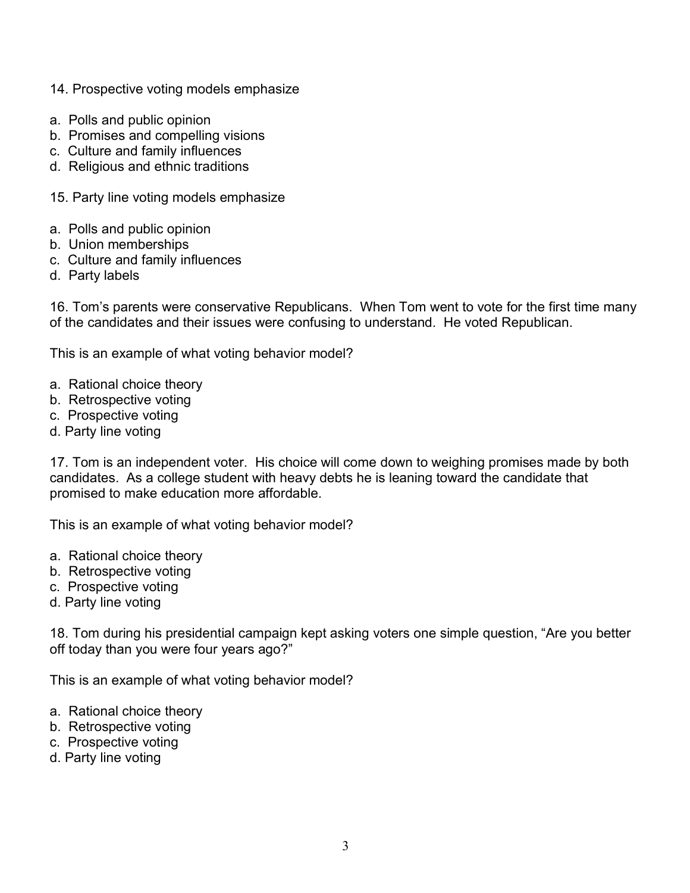14. Prospective voting models emphasize

a. Polls and public opinion
b. Promises and compelling visions
c. Culture and family influences
d. Religious and ethnic traditions

15. Party line voting models emphasize

a. Polls and public opinion
b. Union memberships
c. Culture and family influences
d. Party labels

16. Tom's parents were conservative Republicans. When Tom went to vote for the first time many of the candidates and their issues were confusing to understand. He voted Republican.

This is an example of what voting behavior model?

a. Rational choice theory
b. Retrospective voting
c. Prospective voting
d. Party line voting

17. Tom is an independent voter. His choice will come down to weighing promises made by both candidates. As a college student with heavy debts he is leaning toward the candidate that promised to make education more affordable.

This is an example of what voting behavior model?

a. Rational choice theory
b. Retrospective voting
c. Prospective voting
d. Party line voting

18. Tom during his presidential campaign kept asking voters one simple question, "Are you better off today than you were four years ago?"

This is an example of what voting behavior model?

a. Rational choice theory
b. Retrospective voting
c. Prospective voting
d. Party line voting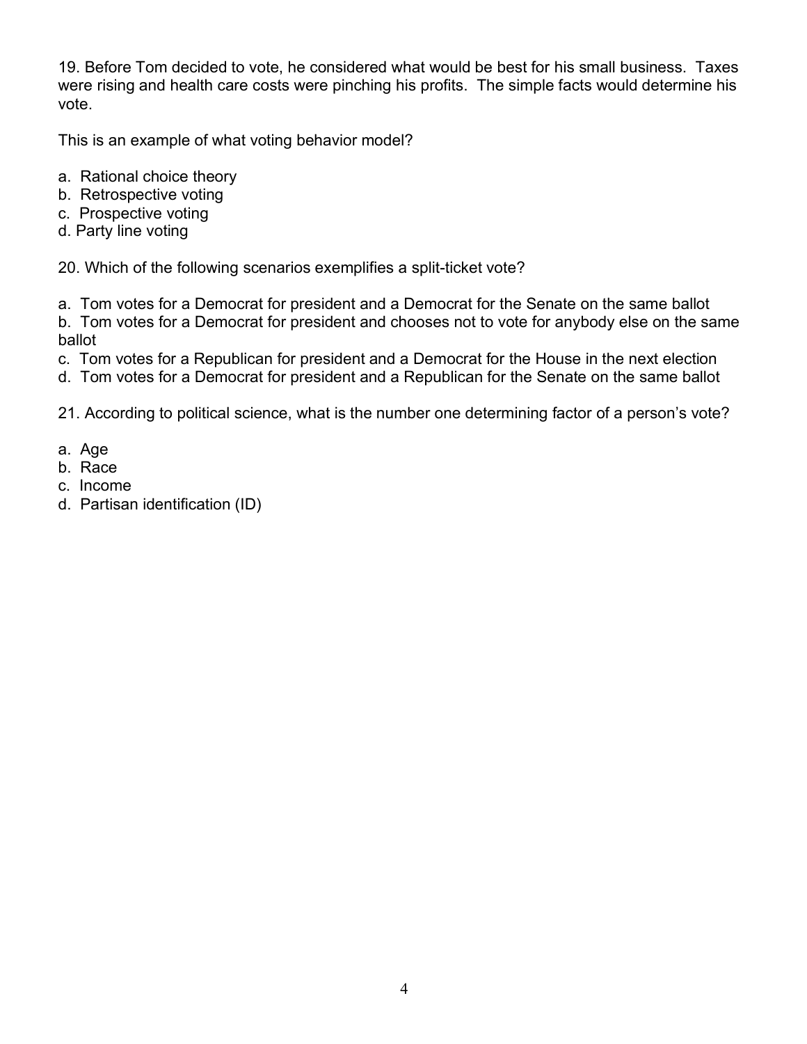19. Before Tom decided to vote, he considered what would be best for his small business. Taxes were rising and health care costs were pinching his profits. The simple facts would determine his vote.

This is an example of what voting behavior model?

a. Rational choice theory
b. Retrospective voting
c. Prospective voting
d. Party line voting

20. Which of the following scenarios exemplifies a split-ticket vote?

a. Tom votes for a Democrat for president and a Democrat for the Senate on the same ballot
b. Tom votes for a Democrat for president and chooses not to vote for anybody else on the same ballot
c. Tom votes for a Republican for president and a Democrat for the House in the next election
d. Tom votes for a Democrat for president and a Republican for the Senate on the same ballot

21. According to political science, what is the number one determining factor of a person's vote?

a. Age
b. Race
c. Income
d. Partisan identification (ID)